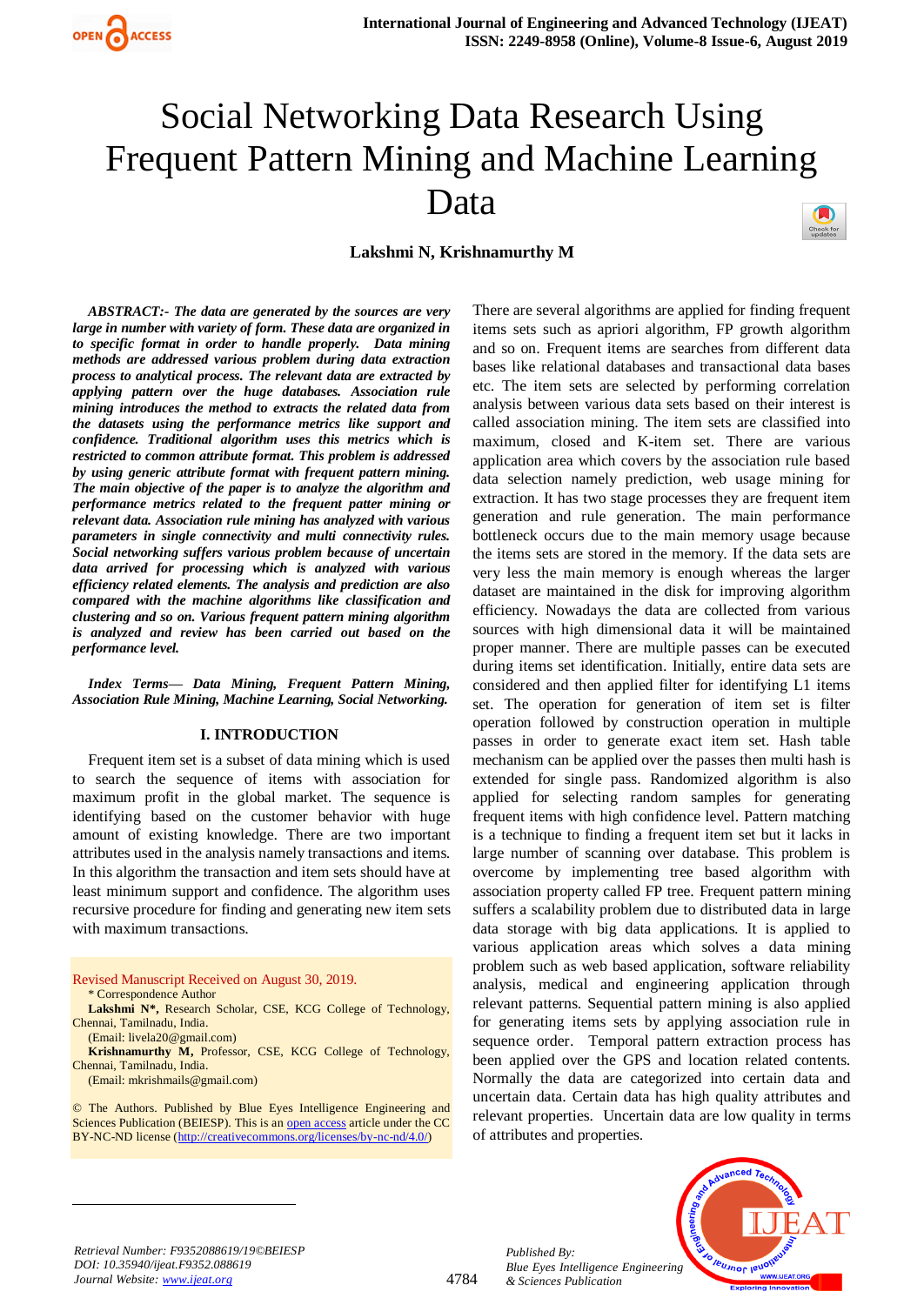# Social Networking Data Research Using Frequent Pattern Mining and Machine Learning Data

**Lakshmi N, Krishnamurthy M**

***ABSTRACT:- The data are generated by the sources are very large in number with variety of form. These data are organized in to specific format in order to handle properly. Data mining methods are addressed various problem during data extraction process to analytical process. The relevant data are extracted by applying pattern over the huge databases. Association rule mining introduces the method to extracts the related data from the datasets using the performance metrics like support and confidence. Traditional algorithm uses this metrics which is restricted to common attribute format. This problem is addressed by using generic attribute format with frequent pattern mining. The main objective of the paper is to analyze the algorithm and performance metrics related to the frequent patter mining or relevant data. Association rule mining has analyzed with various parameters in single connectivity and multi connectivity rules. Social networking suffers various problem because of uncertain data arrived for processing which is analyzed with various efficiency related elements. The analysis and prediction are also compared with the machine algorithms like classification and clustering and so on. Various frequent pattern mining algorithm is analyzed and review has been carried out based on the performance level.***

***Index Terms— Data Mining, Frequent Pattern Mining, Association Rule Mining, Machine Learning, Social Networking.***

## I. INTRODUCTION

Frequent item set is a subset of data mining which is used to search the sequence of items with association for maximum profit in the global market. The sequence is identifying based on the customer behavior with huge amount of existing knowledge. There are two important attributes used in the analysis namely transactions and items. In this algorithm the transaction and item sets should have at least minimum support and confidence. The algorithm uses recursive procedure for finding and generating new item sets with maximum transactions.

There are several algorithms are applied for finding frequent items sets such as apriori algorithm, FP growth algorithm and so on. Frequent items are searches from different data bases like relational databases and transactional data bases etc. The item sets are selected by performing correlation analysis between various data sets based on their interest is called association mining. The item sets are classified into maximum, closed and K-item set. There are various application area which covers by the association rule based data selection namely prediction, web usage mining for extraction. It has two stage processes they are frequent item generation and rule generation. The main performance bottleneck occurs due to the main memory usage because the items sets are stored in the memory. If the data sets are very less the main memory is enough whereas the larger dataset are maintained in the disk for improving algorithm efficiency. Nowadays the data are collected from various sources with high dimensional data it will be maintained proper manner. There are multiple passes can be executed during items set identification. Initially, entire data sets are considered and then applied filter for identifying L1 items set. The operation for generation of item set is filter operation followed by construction operation in multiple passes in order to generate exact item set. Hash table mechanism can be applied over the passes then multi hash is extended for single pass. Randomized algorithm is also applied for selecting random samples for generating frequent items with high confidence level. Pattern matching is a technique to finding a frequent item set but it lacks in large number of scanning over database. This problem is overcome by implementing tree based algorithm with association property called FP tree. Frequent pattern mining suffers a scalability problem due to distributed data in large data storage with big data applications. It is applied to various application areas which solves a data mining problem such as web based application, software reliability analysis, medical and engineering application through relevant patterns. Sequential pattern mining is also applied for generating items sets by applying association rule in sequence order. Temporal pattern extraction process has been applied over the GPS and location related contents. Normally the data are categorized into certain data and uncertain data. Certain data has high quality attributes and relevant properties. Uncertain data are low quality in terms of attributes and properties.

Revised Manuscript Received on August 30, 2019.

\* Correspondence Author

**Lakshmi N\*,** Research Scholar, CSE, KCG College of Technology, Chennai, Tamilnadu, India.
(Email: livela20@gmail.com)

**Krishnamurthy M,** Professor, CSE, KCG College of Technology, Chennai, Tamilnadu, India.
(Email: mkrishmails@gmail.com)

© The Authors. Published by Blue Eyes Intelligence Engineering and Sciences Publication (BEIESP). This is an open access article under the CC BY-NC-ND license (http://creativecommons.org/licenses/by-nc-nd/4.0/)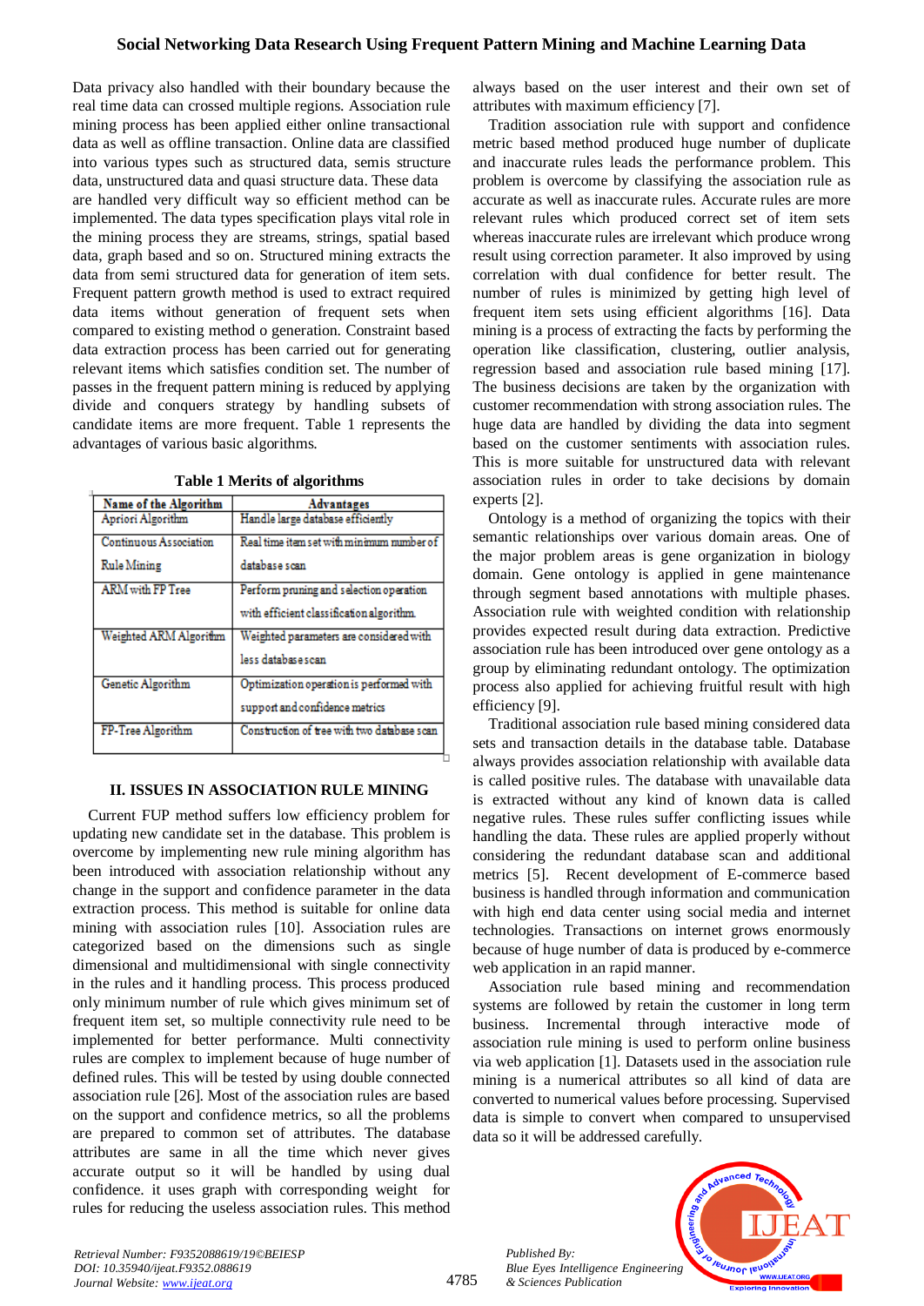Data privacy also handled with their boundary because the real time data can crossed multiple regions. Association rule mining process has been applied either online transactional data as well as offline transaction. Online data are classified into various types such as structured data, semis structure data, unstructured data and quasi structure data. These data are handled very difficult way so efficient method can be implemented. The data types specification plays vital role in the mining process they are streams, strings, spatial based data, graph based and so on. Structured mining extracts the data from semi structured data for generation of item sets. Frequent pattern growth method is used to extract required data items without generation of frequent sets when compared to existing method o generation. Constraint based data extraction process has been carried out for generating relevant items which satisfies condition set. The number of passes in the frequent pattern mining is reduced by applying divide and conquers strategy by handling subsets of candidate items are more frequent. Table 1 represents the advantages of various basic algorithms.

**Table 1 Merits of algorithms**

| Name of the Algorithm | Advantages |
|---|---|
| Apriori Algorithm | Handle large database efficiently |
| Continuous Association Rule Mining | Real time item set with minimum number of database scan |
| ARM with FP Tree | Perform pruning and selection operation with efficient classification algorithm |
| Weighted ARM Algorithm | Weighted parameters are considered with less database scan |
| Genetic Algorithm | Optimization operation is performed with support and confidence metrics |
| FP-Tree Algorithm | Construction of tree with two database scan |

## II. ISSUES IN ASSOCIATION RULE MINING

Current FUP method suffers low efficiency problem for updating new candidate set in the database. This problem is overcome by implementing new rule mining algorithm has been introduced with association relationship without any change in the support and confidence parameter in the data extraction process. This method is suitable for online data mining with association rules [10]. Association rules are categorized based on the dimensions such as single dimensional and multidimensional with single connectivity in the rules and it handling process. This process produced only minimum number of rule which gives minimum set of frequent item set, so multiple connectivity rule need to be implemented for better performance. Multi connectivity rules are complex to implement because of huge number of defined rules. This will be tested by using double connected association rule [26]. Most of the association rules are based on the support and confidence metrics, so all the problems are prepared to common set of attributes. The database attributes are same in all the time which never gives accurate output so it will be handled by using dual confidence. it uses graph with corresponding weight for rules for reducing the useless association rules. This method always based on the user interest and their own set of attributes with maximum efficiency [7].

Tradition association rule with support and confidence metric based method produced huge number of duplicate and inaccurate rules leads the performance problem. This problem is overcome by classifying the association rule as accurate as well as inaccurate rules. Accurate rules are more relevant rules which produced correct set of item sets whereas inaccurate rules are irrelevant which produce wrong result using correction parameter. It also improved by using correlation with dual confidence for better result. The number of rules is minimized by getting high level of frequent item sets using efficient algorithms [16]. Data mining is a process of extracting the facts by performing the operation like classification, clustering, outlier analysis, regression based and association rule based mining [17]. The business decisions are taken by the organization with customer recommendation with strong association rules. The huge data are handled by dividing the data into segment based on the customer sentiments with association rules. This is more suitable for unstructured data with relevant association rules in order to take decisions by domain experts [2].

Ontology is a method of organizing the topics with their semantic relationships over various domain areas. One of the major problem areas is gene organization in biology domain. Gene ontology is applied in gene maintenance through segment based annotations with multiple phases. Association rule with weighted condition with relationship provides expected result during data extraction. Predictive association rule has been introduced over gene ontology as a group by eliminating redundant ontology. The optimization process also applied for achieving fruitful result with high efficiency [9].

Traditional association rule based mining considered data sets and transaction details in the database table. Database always provides association relationship with available data is called positive rules. The database with unavailable data is extracted without any kind of known data is called negative rules. These rules suffer conflicting issues while handling the data. These rules are applied properly without considering the redundant database scan and additional metrics [5]. Recent development of E-commerce based business is handled through information and communication with high end data center using social media and internet technologies. Transactions on internet grows enormously because of huge number of data is produced by e-commerce web application in an rapid manner.

Association rule based mining and recommendation systems are followed by retain the customer in long term business. Incremental through interactive mode of association rule mining is used to perform online business via web application [1]. Datasets used in the association rule mining is a numerical attributes so all kind of data are converted to numerical values before processing. Supervised data is simple to convert when compared to unsupervised data so it will be addressed carefully.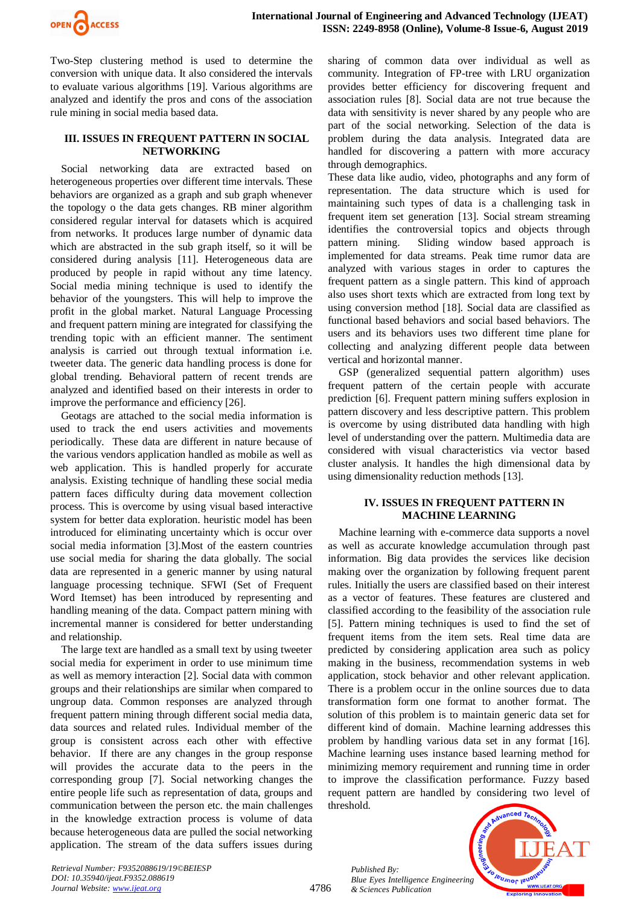Two-Step clustering method is used to determine the conversion with unique data. It also considered the intervals to evaluate various algorithms [19]. Various algorithms are analyzed and identify the pros and cons of the association rule mining in social media based data.

## III. ISSUES IN FREQUENT PATTERN IN SOCIAL NETWORKING

Social networking data are extracted based on heterogeneous properties over different time intervals. These behaviors are organized as a graph and sub graph whenever the topology o the data gets changes. RB miner algorithm considered regular interval for datasets which is acquired from networks. It produces large number of dynamic data which are abstracted in the sub graph itself, so it will be considered during analysis [11]. Heterogeneous data are produced by people in rapid without any time latency. Social media mining technique is used to identify the behavior of the youngsters. This will help to improve the profit in the global market. Natural Language Processing and frequent pattern mining are integrated for classifying the trending topic with an efficient manner. The sentiment analysis is carried out through textual information i.e. tweeter data. The generic data handling process is done for global trending. Behavioral pattern of recent trends are analyzed and identified based on their interests in order to improve the performance and efficiency [26].

Geotags are attached to the social media information is used to track the end users activities and movements periodically. These data are different in nature because of the various vendors application handled as mobile as well as web application. This is handled properly for accurate analysis. Existing technique of handling these social media pattern faces difficulty during data movement collection process. This is overcome by using visual based interactive system for better data exploration. heuristic model has been introduced for eliminating uncertainty which is occur over social media information [3].Most of the eastern countries use social media for sharing the data globally. The social data are represented in a generic manner by using natural language processing technique. SFWI (Set of Frequent Word Itemset) has been introduced by representing and handling meaning of the data. Compact pattern mining with incremental manner is considered for better understanding and relationship.

The large text are handled as a small text by using tweeter social media for experiment in order to use minimum time as well as memory interaction [2]. Social data with common groups and their relationships are similar when compared to ungroup data. Common responses are analyzed through frequent pattern mining through different social media data, data sources and related rules. Individual member of the group is consistent across each other with effective behavior. If there are any changes in the group response will provides the accurate data to the peers in the corresponding group [7]. Social networking changes the entire people life such as representation of data, groups and communication between the person etc. the main challenges in the knowledge extraction process is volume of data because heterogeneous data are pulled the social networking application. The stream of the data suffers issues during sharing of common data over individual as well as community. Integration of FP-tree with LRU organization provides better efficiency for discovering frequent and association rules [8]. Social data are not true because the data with sensitivity is never shared by any people who are part of the social networking. Selection of the data is problem during the data analysis. Integrated data are handled for discovering a pattern with more accuracy through demographics.

These data like audio, video, photographs and any form of representation. The data structure which is used for maintaining such types of data is a challenging task in frequent item set generation [13]. Social stream streaming identifies the controversial topics and objects through pattern mining. Sliding window based approach is implemented for data streams. Peak time rumor data are analyzed with various stages in order to captures the frequent pattern as a single pattern. This kind of approach also uses short texts which are extracted from long text by using conversion method [18]. Social data are classified as functional based behaviors and social based behaviors. The users and its behaviors uses two different time plane for collecting and analyzing different people data between vertical and horizontal manner.

GSP (generalized sequential pattern algorithm) uses frequent pattern of the certain people with accurate prediction [6]. Frequent pattern mining suffers explosion in pattern discovery and less descriptive pattern. This problem is overcome by using distributed data handling with high level of understanding over the pattern. Multimedia data are considered with visual characteristics via vector based cluster analysis. It handles the high dimensional data by using dimensionality reduction methods [13].

## IV. ISSUES IN FREQUENT PATTERN IN MACHINE LEARNING

Machine learning with e-commerce data supports a novel as well as accurate knowledge accumulation through past information. Big data provides the services like decision making over the organization by following frequent parent rules. Initially the users are classified based on their interest as a vector of features. These features are clustered and classified according to the feasibility of the association rule [5]. Pattern mining techniques is used to find the set of frequent items from the item sets. Real time data are predicted by considering application area such as policy making in the business, recommendation systems in web application, stock behavior and other relevant application. There is a problem occur in the online sources due to data transformation form one format to another format. The solution of this problem is to maintain generic data set for different kind of domain. Machine learning addresses this problem by handling various data set in any format [16]. Machine learning uses instance based learning method for minimizing memory requirement and running time in order to improve the classification performance. Fuzzy based requent pattern are handled by considering two level of threshold.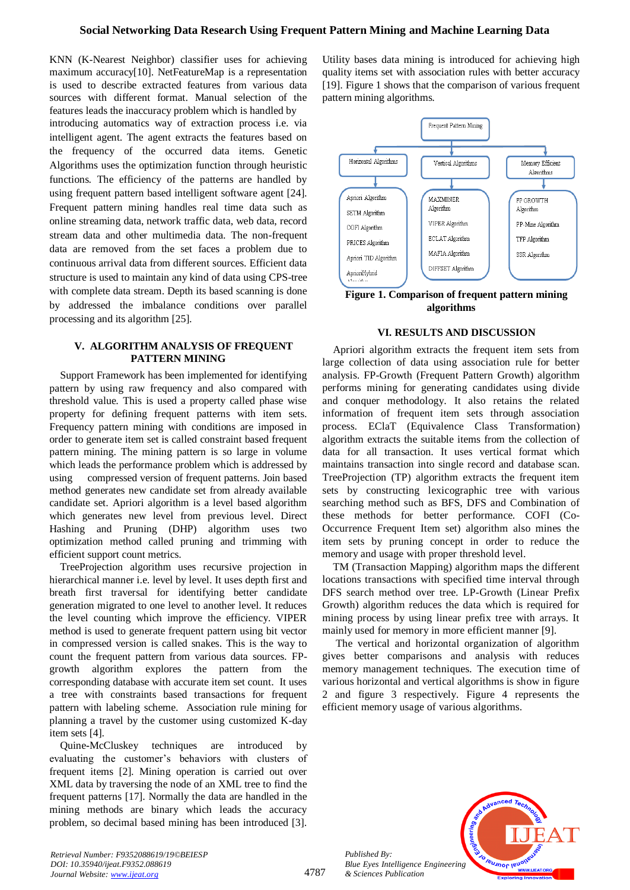KNN (K-Nearest Neighbor) classifier uses for achieving maximum accuracy[10]. NetFeatureMap is a representation is used to describe extracted features from various data sources with different format. Manual selection of the features leads the inaccuracy problem which is handled by introducing automatics way of extraction process i.e. via intelligent agent. The agent extracts the features based on the frequency of the occurred data items. Genetic Algorithms uses the optimization function through heuristic functions. The efficiency of the patterns are handled by using frequent pattern based intelligent software agent [24]. Frequent pattern mining handles real time data such as online streaming data, network traffic data, web data, record stream data and other multimedia data. The non-frequent data are removed from the set faces a problem due to continuous arrival data from different sources. Efficient data structure is used to maintain any kind of data using CPS-tree with complete data stream. Depth its based scanning is done by addressed the imbalance conditions over parallel processing and its algorithm [25].

## V. ALGORITHM ANALYSIS OF FREQUENT PATTERN MINING

Support Framework has been implemented for identifying pattern by using raw frequency and also compared with threshold value. This is used a property called phase wise property for defining frequent patterns with item sets. Frequency pattern mining with conditions are imposed in order to generate item set is called constraint based frequent pattern mining. The mining pattern is so large in volume which leads the performance problem which is addressed by using compressed version of frequent patterns. Join based method generates new candidate set from already available candidate set. Apriori algorithm is a level based algorithm which generates new level from previous level. Direct Hashing and Pruning (DHP) algorithm uses two optimization method called pruning and trimming with efficient support count metrics.

TreeProjection algorithm uses recursive projection in hierarchical manner i.e. level by level. It uses depth first and breath first traversal for identifying better candidate generation migrated to one level to another level. It reduces the level counting which improve the efficiency. VIPER method is used to generate frequent pattern using bit vector in compressed version is called snakes. This is the way to count the frequent pattern from various data sources. FP-growth algorithm explores the pattern from the corresponding database with accurate item set count. It uses a tree with constraints based transactions for frequent pattern with labeling scheme. Association rule mining for planning a travel by the customer using customized K-day item sets [4].

Quine-McCluskey techniques are introduced by evaluating the customer's behaviors with clusters of frequent items [2]. Mining operation is carried out over XML data by traversing the node of an XML tree to find the frequent patterns [17]. Normally the data are handled in the mining methods are binary which leads the accuracy problem, so decimal based mining has been introduced [3]. Utility bases data mining is introduced for achieving high quality items set with association rules with better accuracy [19]. Figure 1 shows that the comparison of various frequent pattern mining algorithms.

Frequent Pattern Mining

- Horizontal Algorithms: Apriori Algorithm, SETM Algorithm, COFI Algorithm, PRICES Algorithm, Apriori TID Algorithm, AprioriHybrid Algorithm
- Vertical Algorithms: MAXMINER Algorithm, VIPER Algorithm, ECLAT Algorithm, MAFIA Algorithm, DIFFSET Algorithm
- Memory Efficient Algorithms: FP GROWTH Algorithm, PP-Mine Algorithm, TFP Algorithm, SSR Algorithm

**Figure 1. Comparison of frequent pattern mining algorithms**

## VI. RESULTS AND DISCUSSION

Apriori algorithm extracts the frequent item sets from large collection of data using association rule for better analysis. FP-Growth (Frequent Pattern Growth) algorithm performs mining for generating candidates using divide and conquer methodology. It also retains the related information of frequent item sets through association process. EClaT (Equivalence Class Transformation) algorithm extracts the suitable items from the collection of data for all transaction. It uses vertical format which maintains transaction into single record and database scan. TreeProjection (TP) algorithm extracts the frequent item sets by constructing lexicographic tree with various searching method such as BFS, DFS and Combination of these methods for better performance. COFI (Co-Occurrence Frequent Item set) algorithm also mines the item sets by pruning concept in order to reduce the memory and usage with proper threshold level.

TM (Transaction Mapping) algorithm maps the different locations transactions with specified time interval through DFS search method over tree. LP-Growth (Linear Prefix Growth) algorithm reduces the data which is required for mining process by using linear prefix tree with arrays. It mainly used for memory in more efficient manner [9].

The vertical and horizontal organization of algorithm gives better comparisons and analysis with reduces memory management techniques. The execution time of various horizontal and vertical algorithms is show in figure 2 and figure 3 respectively. Figure 4 represents the efficient memory usage of various algorithms.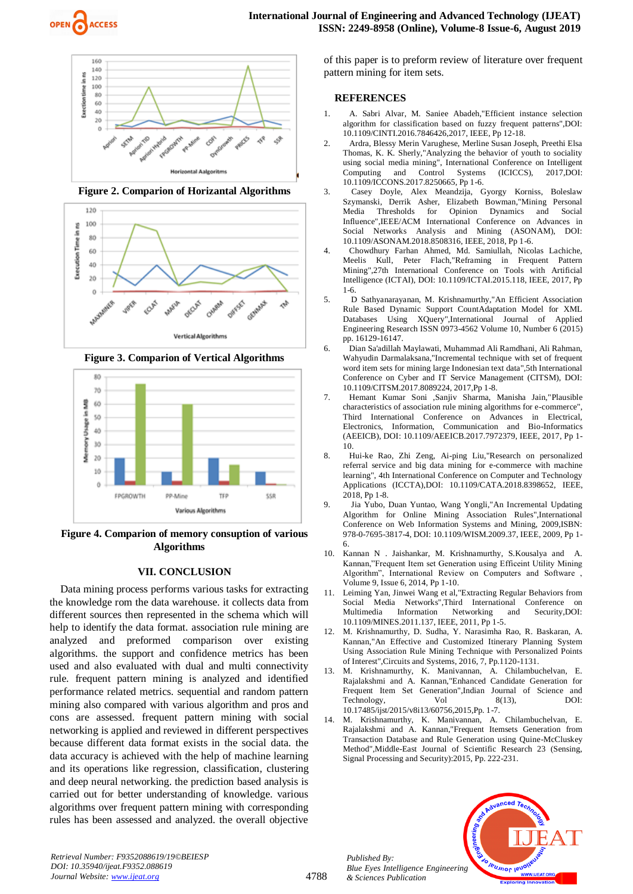Figure 2. Comparion of Horizantal Algorithms

Figure 3. Comparion of Vertical Algorithms

Figure 4. Comparion of memory consuption of various Algorithms

## VII. CONCLUSION

Data mining process performs various tasks for extracting the knowledge rom the data warehouse. it collects data from different sources then represented in the schema which will help to identify the data format. association rule mining are analyzed and preformed comparison over existing algorithms. the support and confidence metrics has been used and also evaluated with dual and multi connectivity rule. frequent pattern mining is analyzed and identified performance related metrics. sequential and random pattern mining also compared with various algorithm and pros and cons are assessed. frequent pattern mining with social networking is applied and reviewed in different perspectives because different data format exists in the social data. the data accuracy is achieved with the help of machine learning and its operations like regression, classification, clustering and deep neural networking. the prediction based analysis is carried out for better understanding of knowledge. various algorithms over frequent pattern mining with corresponding rules has been assessed and analyzed. the overall objective of this paper is to preform review of literature over frequent pattern mining for item sets.

## REFERENCES

1. A. Sabri Alvar, M. Saniee Abadeh,"Efficient instance selection algorithm for classification based on fuzzy frequent patterns",DOI: 10.1109/CINTI.2016.7846426,2017, IEEE, Pp 12-18.
2. Ardra, Blessy Merin Varughese, Merline Susan Joseph, Preethi Elsa Thomas, K. K. Sherly,"Analyzing the behavior of youth to sociality using social media mining", International Conference on Intelligent Computing and Control Systems (ICICCS), 2017,DOI: 10.1109/ICCONS.2017.8250665, Pp 1-6.
3. Casey Doyle, Alex Meandzija, Gyorgy Korniss, Boleslaw Szymanski, Derrik Asher, Elizabeth Bowman,"Mining Personal Media Thresholds for Opinion Dynamics and Social Influence",IEEE/ACM International Conference on Advances in Social Networks Analysis and Mining (ASONAM), DOI: 10.1109/ASONAM.2018.8508316, IEEE, 2018, Pp 1-6.
4. Chowdhury Farhan Ahmed, Md. Samiullah, Nicolas Lachiche, Meelis Kull, Peter Flach,"Reframing in Frequent Pattern Mining",27th International Conference on Tools with Artificial Intelligence (ICTAI), DOI: 10.1109/ICTAI.2015.118, IEEE, 2017, Pp 1-6.
5. D Sathyanarayanan, M. Krishnamurthy,"An Efficient Association Rule Based Dynamic Support CountAdaptation Model for XML Databases Using XQuery",International Journal of Applied Engineering Research ISSN 0973-4562 Volume 10, Number 6 (2015) pp. 16129-16147.
6. Dian Sa'adillah Maylawati, Muhammad Ali Ramdhani, Ali Rahman, Wahyudin Darmalaksana,"Incremental technique with set of frequent word item sets for mining large Indonesian text data",5th International Conference on Cyber and IT Service Management (CITSM), DOI: 10.1109/CITSM.2017.8089224, 2017,Pp 1-8.
7. Hemant Kumar Soni ,Sanjiv Sharma, Manisha Jain,"Plausible characteristics of association rule mining algorithms for e-commerce", Third International Conference on Advances in Electrical, Electronics, Information, Communication and Bio-Informatics (AEEICB), DOI: 10.1109/AEEICB.2017.7972379, IEEE, 2017, Pp 1-10.
8. Hui-ke Rao, Zhi Zeng, Ai-ping Liu,"Research on personalized referral service and big data mining for e-commerce with machine learning", 4th International Conference on Computer and Technology Applications (ICCTA),DOI: 10.1109/CATA.2018.8398652, IEEE, 2018, Pp 1-8.
9. Jia Yubo, Duan Yuntao, Wang Yongli,"An Incremental Updating Algorithm for Online Mining Association Rules",International Conference on Web Information Systems and Mining, 2009,ISBN: 978-0-7695-3817-4, DOI: 10.1109/WISM.2009.37, IEEE, 2009, Pp 1-6.
10. Kannan N . Jaishankar, M. Krishnamurthy, S.Kousalya and A. Kannan,"Frequent Item set Generation using Efficient Utility Mining Algorithm", International Review on Computers and Software , Volume 9, Issue 6, 2014, Pp 1-10.
11. Leiming Yan, Jinwei Wang et al,"Extracting Regular Behaviors from Social Media Networks",Third International Conference on Multimedia Information Networking and Security,DOI: 10.1109/MINES.2011.137, IEEE, 2011, Pp 1-5.
12. M. Krishnamurthy, D. Sudha, Y. Narasimha Rao, R. Baskaran, A. Kannan,"An Effective and Customized Itinerary Planning System Using Association Rule Mining Technique with Personalized Points of Interest",Circuits and Systems, 2016, 7, Pp.1120-1131.
13. M. Krishnamurthy, K. Manivannan, A. Chilambuchelvan, E. Rajalakshmi and A. Kannan,"Enhanced Candidate Generation for Frequent Item Set Generation",Indian Journal of Science and Technology, Vol 8(13), DOI: 10.17485/ijst/2015/v8i13/60756,2015,Pp. 1-7.
14. M. Krishnamurthy, K. Manivannan, A. Chilambuchelvan, E. Rajalakshmi and A. Kannan,"Frequent Itemsets Generation from Transaction Database and Rule Generation using Quine-McCluskey Method",Middle-East Journal of Scientific Research 23 (Sensing, Signal Processing and Security):2015, Pp. 222-231.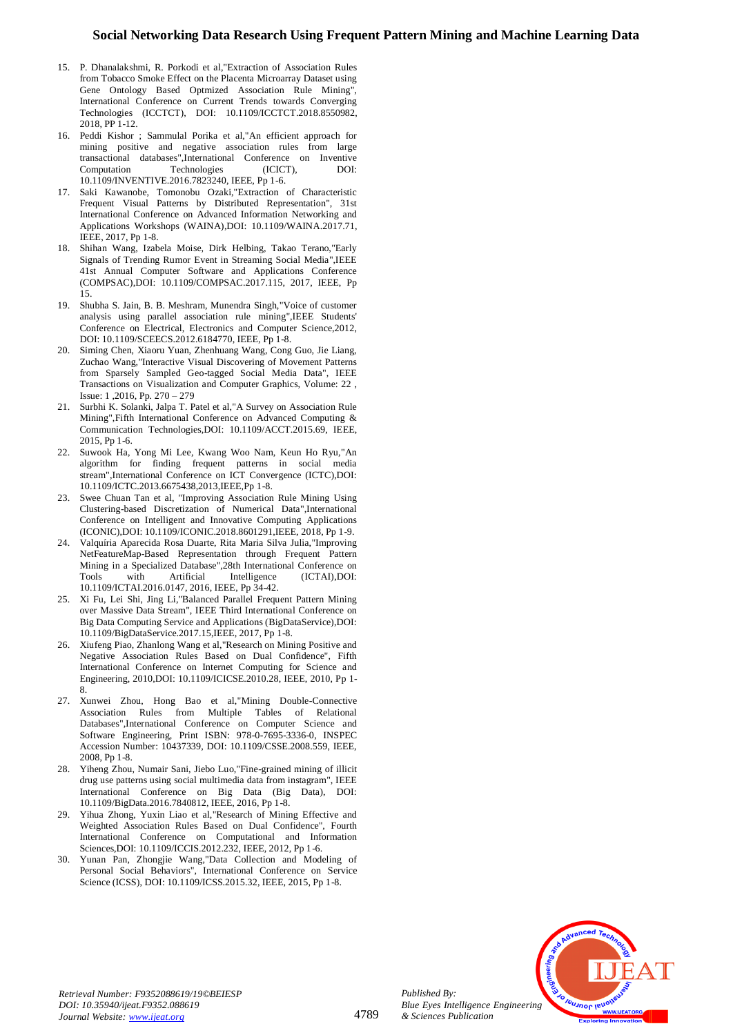15. P. Dhanalakshmi, R. Porkodi et al,"Extraction of Association Rules from Tobacco Smoke Effect on the Placenta Microarray Dataset using Gene Ontology Based Optmized Association Rule Mining", International Conference on Current Trends towards Converging Technologies (ICCTCT), DOI: 10.1109/ICCTCT.2018.8550982, 2018, PP 1-12.
16. Peddi Kishor ; Sammulal Porika et al,"An efficient approach for mining positive and negative association rules from large transactional databases",International Conference on Inventive Computation Technologies (ICICT), DOI: 10.1109/INVENTIVE.2016.7823240, IEEE, Pp 1-6.
17. Saki Kawanobe, Tomonobu Ozaki,"Extraction of Characteristic Frequent Visual Patterns by Distributed Representation", 31st International Conference on Advanced Information Networking and Applications Workshops (WAINA),DOI: 10.1109/WAINA.2017.71, IEEE, 2017, Pp 1-8.
18. Shihan Wang, Izabela Moise, Dirk Helbing, Takao Terano,"Early Signals of Trending Rumor Event in Streaming Social Media",IEEE 41st Annual Computer Software and Applications Conference (COMPSAC),DOI: 10.1109/COMPSAC.2017.115, 2017, IEEE, Pp 15.
19. Shubha S. Jain, B. B. Meshram, Munendra Singh,"Voice of customer analysis using parallel association rule mining",IEEE Students' Conference on Electrical, Electronics and Computer Science,2012, DOI: 10.1109/SCEECS.2012.6184770, IEEE, Pp 1-8.
20. Siming Chen, Xiaoru Yuan, Zhenhuang Wang, Cong Guo, Jie Liang, Zuchao Wang,"Interactive Visual Discovering of Movement Patterns from Sparsely Sampled Geo-tagged Social Media Data", IEEE Transactions on Visualization and Computer Graphics, Volume: 22 , Issue: 1 ,2016, Pp. 270 – 279
21. Surbhi K. Solanki, Jalpa T. Patel et al,"A Survey on Association Rule Mining",Fifth International Conference on Advanced Computing & Communication Technologies,DOI: 10.1109/ACCT.2015.69, IEEE, 2015, Pp 1-6.
22. Suwook Ha, Yong Mi Lee, Kwang Woo Nam, Keun Ho Ryu,"An algorithm for finding frequent patterns in social media stream",International Conference on ICT Convergence (ICTC),DOI: 10.1109/ICTC.2013.6675438,2013,IEEE,Pp 1-8.
23. Swee Chuan Tan et al, "Improving Association Rule Mining Using Clustering-based Discretization of Numerical Data",International Conference on Intelligent and Innovative Computing Applications (ICONIC),DOI: 10.1109/ICONIC.2018.8601291,IEEE, 2018, Pp 1-9.
24. Valquíria Aparecida Rosa Duarte, Rita Maria Silva Julia,"Improving NetFeatureMap-Based Representation through Frequent Pattern Mining in a Specialized Database",28th International Conference on Tools with Artificial Intelligence (ICTAI),DOI: 10.1109/ICTAI.2016.0147, 2016, IEEE, Pp 34-42.
25. Xi Fu, Lei Shi, Jing Li,"Balanced Parallel Frequent Pattern Mining over Massive Data Stream", IEEE Third International Conference on Big Data Computing Service and Applications (BigDataService),DOI: 10.1109/BigDataService.2017.15,IEEE, 2017, Pp 1-8.
26. Xiufeng Piao, Zhanlong Wang et al,"Research on Mining Positive and Negative Association Rules Based on Dual Confidence", Fifth International Conference on Internet Computing for Science and Engineering, 2010,DOI: 10.1109/ICICSE.2010.28, IEEE, 2010, Pp 1-8.
27. Xunwei Zhou, Hong Bao et al,"Mining Double-Connective Association Rules from Multiple Tables of Relational Databases",International Conference on Computer Science and Software Engineering, Print ISBN: 978-0-7695-3336-0, INSPEC Accession Number: 10437339, DOI: 10.1109/CSSE.2008.559, IEEE, 2008, Pp 1-8.
28. Yiheng Zhou, Numair Sani, Jiebo Luo,"Fine-grained mining of illicit drug use patterns using social multimedia data from instagram", IEEE International Conference on Big Data (Big Data), DOI: 10.1109/BigData.2016.7840812, IEEE, 2016, Pp 1-8.
29. Yihua Zhong, Yuxin Liao et al,"Research of Mining Effective and Weighted Association Rules Based on Dual Confidence", Fourth International Conference on Computational and Information Sciences,DOI: 10.1109/ICCIS.2012.232, IEEE, 2012, Pp 1-6.
30. Yunan Pan, Zhongjie Wang,"Data Collection and Modeling of Personal Social Behaviors", International Conference on Service Science (ICSS), DOI: 10.1109/ICSS.2015.32, IEEE, 2015, Pp 1-8.